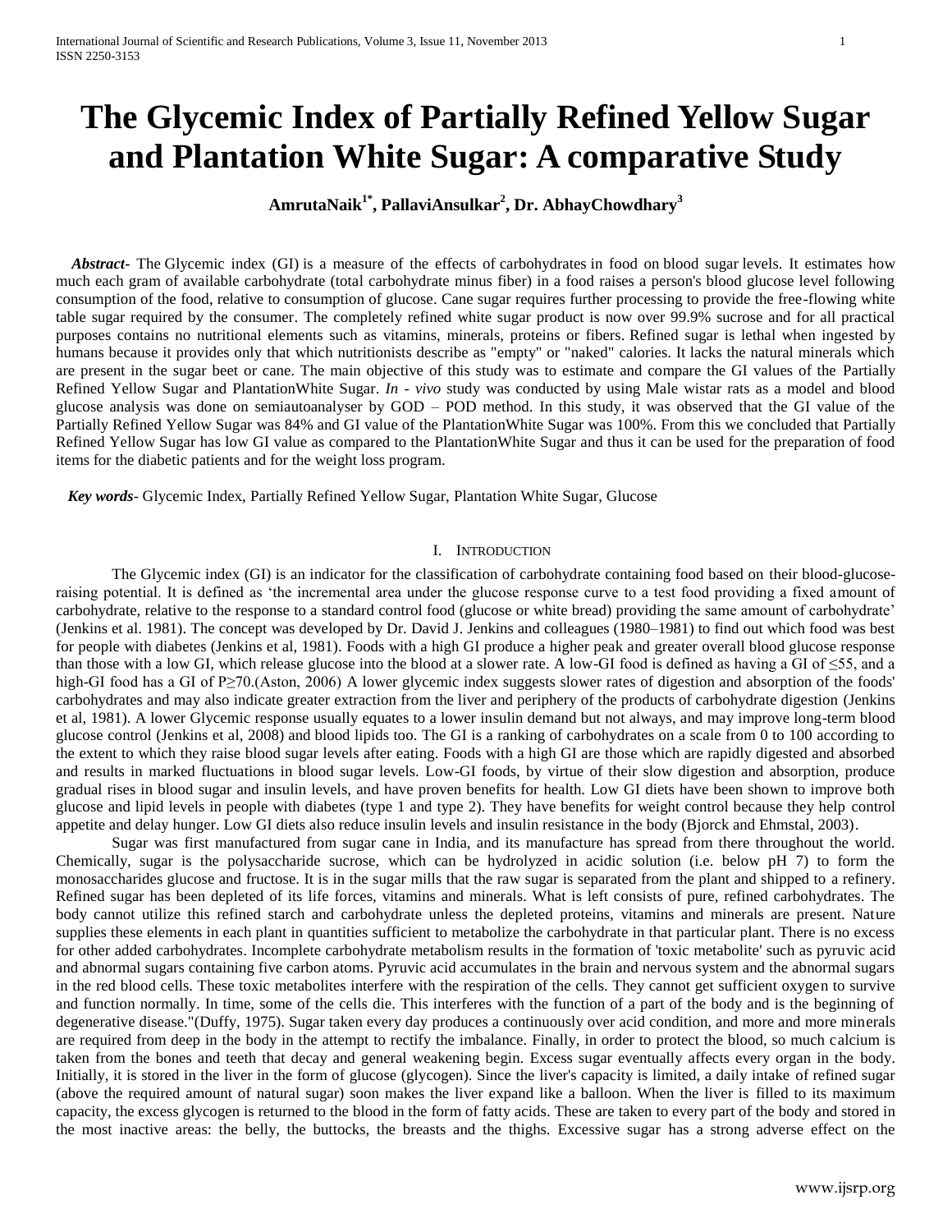# The Glycemic Index of Partially Refined Yellow Sugar and Plantation White Sugar: A comparative Study

**AmrutaNaik[1*], PallaviAnsulkar[2], Dr. AbhayChowdhary[3]**

***Abstract-*** The Glycemic index (GI) is a measure of the effects of carbohydrates in food on blood sugar levels. It estimates how much each gram of available carbohydrate (total carbohydrate minus fiber) in a food raises a person's blood glucose level following consumption of the food, relative to consumption of glucose. Cane sugar requires further processing to provide the free-flowing white table sugar required by the consumer. The completely refined white sugar product is now over 99.9% sucrose and for all practical purposes contains no nutritional elements such as vitamins, minerals, proteins or fibers. Refined sugar is lethal when ingested by humans because it provides only that which nutritionists describe as "empty" or "naked" calories. It lacks the natural minerals which are present in the sugar beet or cane. The main objective of this study was to estimate and compare the GI values of the Partially Refined Yellow Sugar and PlantationWhite Sugar. *In - vivo* study was conducted by using Male wistar rats as a model and blood glucose analysis was done on semiautoanalyser by GOD – POD method. In this study, it was observed that the GI value of the Partially Refined Yellow Sugar was 84% and GI value of the PlantationWhite Sugar was 100%. From this we concluded that Partially Refined Yellow Sugar has low GI value as compared to the PlantationWhite Sugar and thus it can be used for the preparation of food items for the diabetic patients and for the weight loss program.

***Key words*-** Glycemic Index, Partially Refined Yellow Sugar, Plantation White Sugar, Glucose

## I. Introduction

The Glycemic index (GI) is an indicator for the classification of carbohydrate containing food based on their blood-glucose-raising potential. It is defined as 'the incremental area under the glucose response curve to a test food providing a fixed amount of carbohydrate, relative to the response to a standard control food (glucose or white bread) providing the same amount of carbohydrate' (Jenkins et al. 1981). The concept was developed by Dr. David J. Jenkins and colleagues (1980–1981) to find out which food was best for people with diabetes (Jenkins et al, 1981). Foods with a high GI produce a higher peak and greater overall blood glucose response than those with a low GI, which release glucose into the blood at a slower rate. A low-GI food is defined as having a GI of ≤55, and a high-GI food has a GI of P≥70.(Aston, 2006) A lower glycemic index suggests slower rates of digestion and absorption of the foods' carbohydrates and may also indicate greater extraction from the liver and periphery of the products of carbohydrate digestion (Jenkins et al, 1981). A lower Glycemic response usually equates to a lower insulin demand but not always, and may improve long-term blood glucose control (Jenkins et al, 2008) and blood lipids too. The GI is a ranking of carbohydrates on a scale from 0 to 100 according to the extent to which they raise blood sugar levels after eating. Foods with a high GI are those which are rapidly digested and absorbed and results in marked fluctuations in blood sugar levels. Low-GI foods, by virtue of their slow digestion and absorption, produce gradual rises in blood sugar and insulin levels, and have proven benefits for health. Low GI diets have been shown to improve both glucose and lipid levels in people with diabetes (type 1 and type 2). They have benefits for weight control because they help control appetite and delay hunger. Low GI diets also reduce insulin levels and insulin resistance in the body (Bjorck and Ehmstal, 2003).

Sugar was first manufactured from sugar cane in India, and its manufacture has spread from there throughout the world. Chemically, sugar is the polysaccharide sucrose, which can be hydrolyzed in acidic solution (i.e. below pH 7) to form the monosaccharides glucose and fructose. It is in the sugar mills that the raw sugar is separated from the plant and shipped to a refinery. Refined sugar has been depleted of its life forces, vitamins and minerals. What is left consists of pure, refined carbohydrates. The body cannot utilize this refined starch and carbohydrate unless the depleted proteins, vitamins and minerals are present. Nature supplies these elements in each plant in quantities sufficient to metabolize the carbohydrate in that particular plant. There is no excess for other added carbohydrates. Incomplete carbohydrate metabolism results in the formation of 'toxic metabolite' such as pyruvic acid and abnormal sugars containing five carbon atoms. Pyruvic acid accumulates in the brain and nervous system and the abnormal sugars in the red blood cells. These toxic metabolites interfere with the respiration of the cells. They cannot get sufficient oxygen to survive and function normally. In time, some of the cells die. This interferes with the function of a part of the body and is the beginning of degenerative disease."(Duffy, 1975). Sugar taken every day produces a continuously over acid condition, and more and more minerals are required from deep in the body in the attempt to rectify the imbalance. Finally, in order to protect the blood, so much calcium is taken from the bones and teeth that decay and general weakening begin. Excess sugar eventually affects every organ in the body. Initially, it is stored in the liver in the form of glucose (glycogen). Since the liver's capacity is limited, a daily intake of refined sugar (above the required amount of natural sugar) soon makes the liver expand like a balloon. When the liver is filled to its maximum capacity, the excess glycogen is returned to the blood in the form of fatty acids. These are taken to every part of the body and stored in the most inactive areas: the belly, the buttocks, the breasts and the thighs. Excessive sugar has a strong adverse effect on the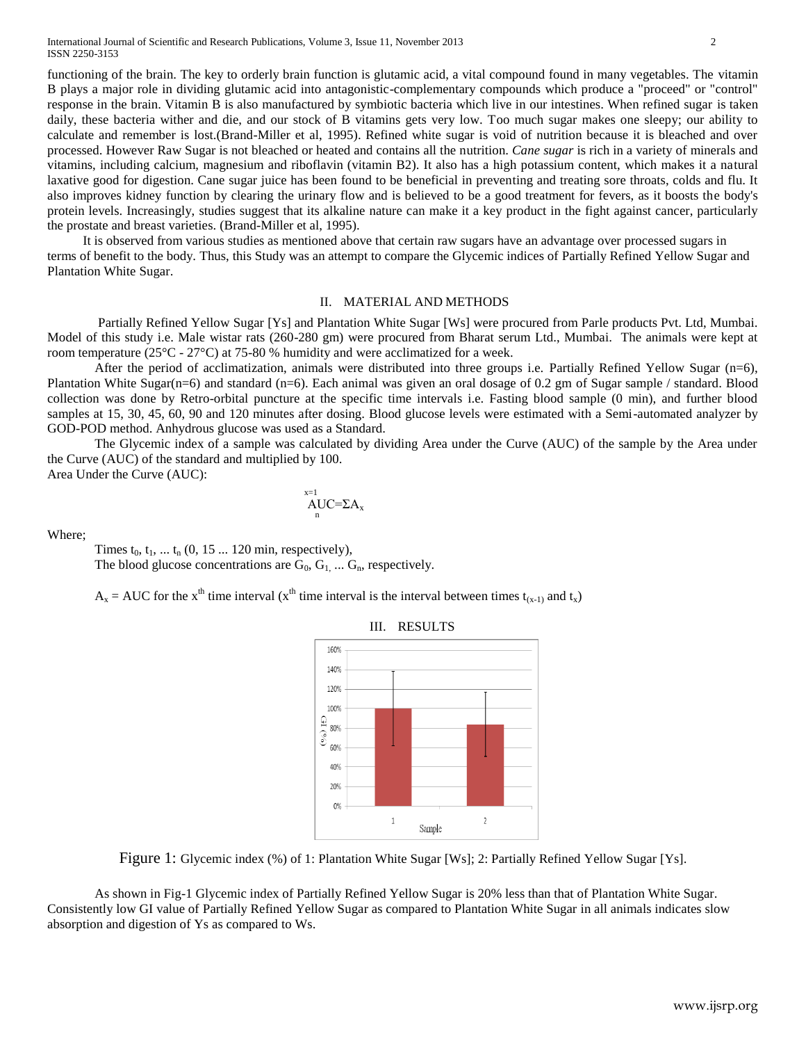functioning of the brain. The key to orderly brain function is glutamic acid, a vital compound found in many vegetables. The vitamin B plays a major role in dividing glutamic acid into antagonistic-complementary compounds which produce a "proceed" or "control" response in the brain. Vitamin B is also manufactured by symbiotic bacteria which live in our intestines. When refined sugar is taken daily, these bacteria wither and die, and our stock of B vitamins gets very low. Too much sugar makes one sleepy; our ability to calculate and remember is lost.(Brand-Miller et al, 1995). Refined white sugar is void of nutrition because it is bleached and over processed. However Raw Sugar is not bleached or heated and contains all the nutrition. *Cane sugar* is rich in a variety of minerals and vitamins, including calcium, magnesium and riboflavin (vitamin B2). It also has a high potassium content, which makes it a natural laxative good for digestion. Cane sugar juice has been found to be beneficial in preventing and treating sore throats, colds and flu. It also improves kidney function by clearing the urinary flow and is believed to be a good treatment for fevers, as it boosts the body's protein levels. Increasingly, studies suggest that its alkaline nature can make it a key product in the fight against cancer, particularly the prostate and breast varieties. (Brand-Miller et al, 1995).

It is observed from various studies as mentioned above that certain raw sugars have an advantage over processed sugars in terms of benefit to the body. Thus, this Study was an attempt to compare the Glycemic indices of Partially Refined Yellow Sugar and Plantation White Sugar.

## II. MATERIAL AND METHODS

Partially Refined Yellow Sugar [Ys] and Plantation White Sugar [Ws] were procured from Parle products Pvt. Ltd, Mumbai. Model of this study i.e. Male wistar rats (260-280 gm) were procured from Bharat serum Ltd., Mumbai. The animals were kept at room temperature (25°C - 27°C) at 75-80 % humidity and were acclimatized for a week.

After the period of acclimatization, animals were distributed into three groups i.e. Partially Refined Yellow Sugar (n=6), Plantation White Sugar(n=6) and standard (n=6). Each animal was given an oral dosage of 0.2 gm of Sugar sample / standard. Blood collection was done by Retro-orbital puncture at the specific time intervals i.e. Fasting blood sample (0 min), and further blood samples at 15, 30, 45, 60, 90 and 120 minutes after dosing. Blood glucose levels were estimated with a Semi-automated analyzer by GOD-POD method. Anhydrous glucose was used as a Standard.

The Glycemic index of a sample was calculated by dividing Area under the Curve (AUC) of the sample by the Area under the Curve (AUC) of the standard and multiplied by 100.

Area Under the Curve (AUC):

$$AUC = \sum_{n}^{x=1} A_x$$

Where;

Times $t_0, t_1, \ldots t_n$ (0, 15 ... 120 min, respectively),

The blood glucose concentrations are $G_0, G_1, \ldots G_n$, respectively.

$A_x$ = AUC for the $x^{th}$ time interval ($x^{th}$ time interval is the interval between times $t_{(x-1)}$ and $t_x$)

## III. RESULTS

Figure 1: Glycemic index (%) of 1: Plantation White Sugar [Ws]; 2: Partially Refined Yellow Sugar [Ys].

As shown in Fig-1 Glycemic index of Partially Refined Yellow Sugar is 20% less than that of Plantation White Sugar. Consistently low GI value of Partially Refined Yellow Sugar as compared to Plantation White Sugar in all animals indicates slow absorption and digestion of Ys as compared to Ws.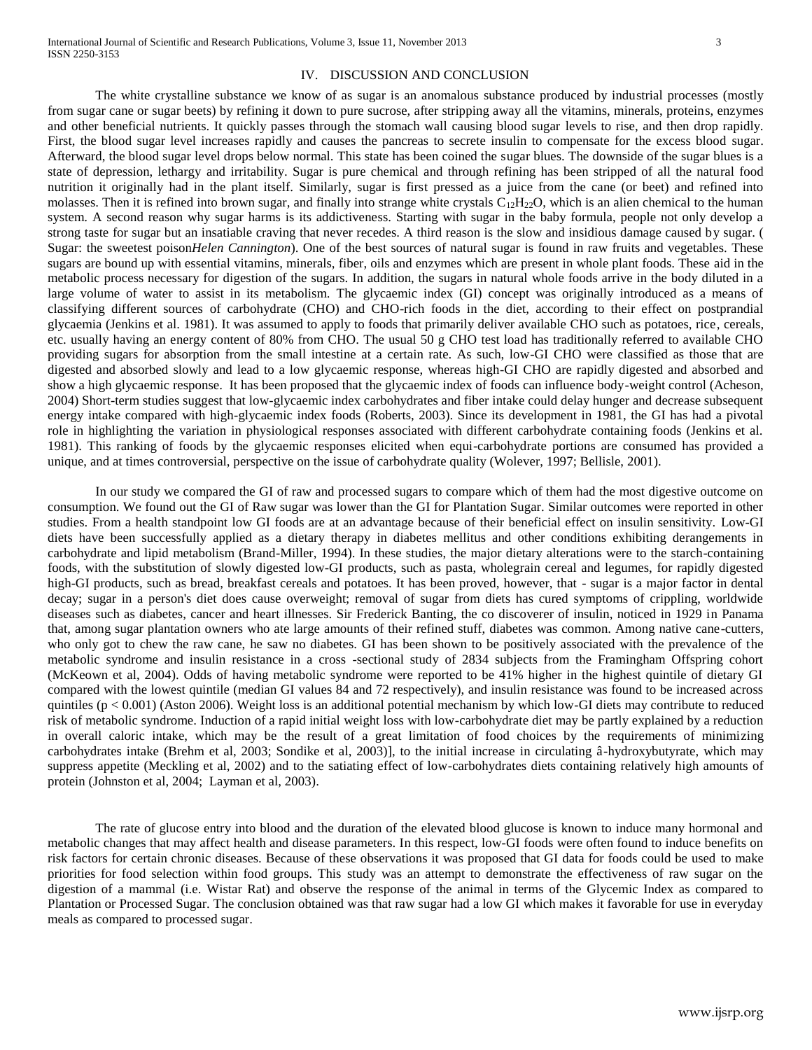## IV. DISCUSSION AND CONCLUSION

The white crystalline substance we know of as sugar is an anomalous substance produced by industrial processes (mostly from sugar cane or sugar beets) by refining it down to pure sucrose, after stripping away all the vitamins, minerals, proteins, enzymes and other beneficial nutrients. It quickly passes through the stomach wall causing blood sugar levels to rise, and then drop rapidly. First, the blood sugar level increases rapidly and causes the pancreas to secrete insulin to compensate for the excess blood sugar. Afterward, the blood sugar level drops below normal. This state has been coined the sugar blues. The downside of the sugar blues is a state of depression, lethargy and irritability. Sugar is pure chemical and through refining has been stripped of all the natural food nutrition it originally had in the plant itself. Similarly, sugar is first pressed as a juice from the cane (or beet) and refined into molasses. Then it is refined into brown sugar, and finally into strange white crystals $C_{12}H_{22}O$, which is an alien chemical to the human system. A second reason why sugar harms is its addictiveness. Starting with sugar in the baby formula, people not only develop a strong taste for sugar but an insatiable craving that never recedes. A third reason is the slow and insidious damage caused by sugar. ( Sugar: the sweetest poison*Helen Cannington*). One of the best sources of natural sugar is found in raw fruits and vegetables. These sugars are bound up with essential vitamins, minerals, fiber, oils and enzymes which are present in whole plant foods. These aid in the metabolic process necessary for digestion of the sugars. In addition, the sugars in natural whole foods arrive in the body diluted in a large volume of water to assist in its metabolism. The glycaemic index (GI) concept was originally introduced as a means of classifying different sources of carbohydrate (CHO) and CHO-rich foods in the diet, according to their effect on postprandial glycaemia (Jenkins et al. 1981). It was assumed to apply to foods that primarily deliver available CHO such as potatoes, rice, cereals, etc. usually having an energy content of 80% from CHO. The usual 50 g CHO test load has traditionally referred to available CHO providing sugars for absorption from the small intestine at a certain rate. As such, low-GI CHO were classified as those that are digested and absorbed slowly and lead to a low glycaemic response, whereas high-GI CHO are rapidly digested and absorbed and show a high glycaemic response. It has been proposed that the glycaemic index of foods can influence body-weight control (Acheson, 2004) Short-term studies suggest that low-glycaemic index carbohydrates and fiber intake could delay hunger and decrease subsequent energy intake compared with high-glycaemic index foods (Roberts, 2003). Since its development in 1981, the GI has had a pivotal role in highlighting the variation in physiological responses associated with different carbohydrate containing foods (Jenkins et al. 1981). This ranking of foods by the glycaemic responses elicited when equi-carbohydrate portions are consumed has provided a unique, and at times controversial, perspective on the issue of carbohydrate quality (Wolever, 1997; Bellisle, 2001).

In our study we compared the GI of raw and processed sugars to compare which of them had the most digestive outcome on consumption. We found out the GI of Raw sugar was lower than the GI for Plantation Sugar. Similar outcomes were reported in other studies. From a health standpoint low GI foods are at an advantage because of their beneficial effect on insulin sensitivity. Low-GI diets have been successfully applied as a dietary therapy in diabetes mellitus and other conditions exhibiting derangements in carbohydrate and lipid metabolism (Brand-Miller, 1994). In these studies, the major dietary alterations were to the starch-containing foods, with the substitution of slowly digested low-GI products, such as pasta, wholegrain cereal and legumes, for rapidly digested high-GI products, such as bread, breakfast cereals and potatoes. It has been proved, however, that - sugar is a major factor in dental decay; sugar in a person's diet does cause overweight; removal of sugar from diets has cured symptoms of crippling, worldwide diseases such as diabetes, cancer and heart illnesses. Sir Frederick Banting, the co discoverer of insulin, noticed in 1929 in Panama that, among sugar plantation owners who ate large amounts of their refined stuff, diabetes was common. Among native cane-cutters, who only got to chew the raw cane, he saw no diabetes. GI has been shown to be positively associated with the prevalence of the metabolic syndrome and insulin resistance in a cross -sectional study of 2834 subjects from the Framingham Offspring cohort (McKeown et al, 2004). Odds of having metabolic syndrome were reported to be 41% higher in the highest quintile of dietary GI compared with the lowest quintile (median GI values 84 and 72 respectively), and insulin resistance was found to be increased across quintiles ($p < 0.001$) (Aston 2006). Weight loss is an additional potential mechanism by which low-GI diets may contribute to reduced risk of metabolic syndrome. Induction of a rapid initial weight loss with low-carbohydrate diet may be partly explained by a reduction in overall caloric intake, which may be the result of a great limitation of food choices by the requirements of minimizing carbohydrates intake (Brehm et al, 2003; Sondike et al, 2003)], to the initial increase in circulating â-hydroxybutyrate, which may suppress appetite (Meckling et al, 2002) and to the satiating effect of low-carbohydrates diets containing relatively high amounts of protein (Johnston et al, 2004; Layman et al, 2003).

The rate of glucose entry into blood and the duration of the elevated blood glucose is known to induce many hormonal and metabolic changes that may affect health and disease parameters. In this respect, low-GI foods were often found to induce benefits on risk factors for certain chronic diseases. Because of these observations it was proposed that GI data for foods could be used to make priorities for food selection within food groups. This study was an attempt to demonstrate the effectiveness of raw sugar on the digestion of a mammal (i.e. Wistar Rat) and observe the response of the animal in terms of the Glycemic Index as compared to Plantation or Processed Sugar. The conclusion obtained was that raw sugar had a low GI which makes it favorable for use in everyday meals as compared to processed sugar.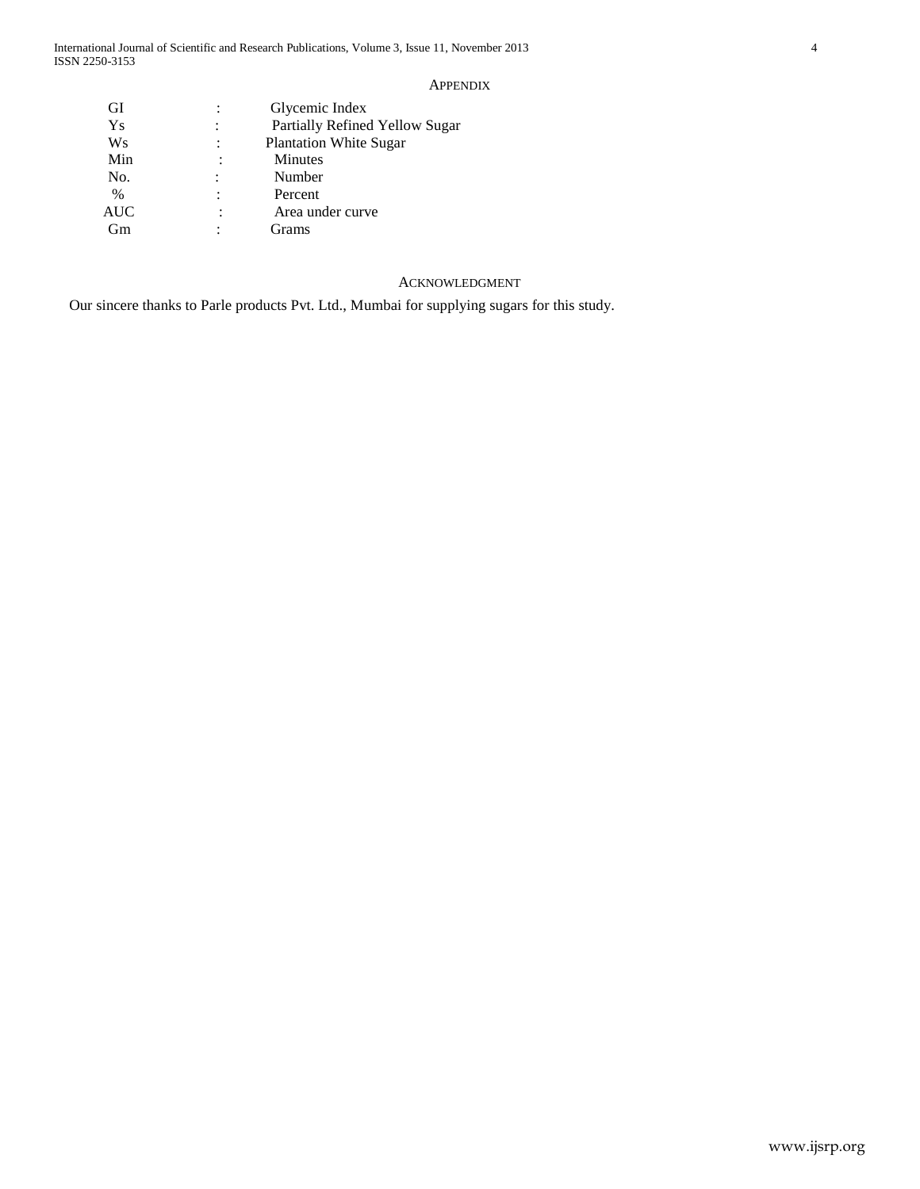## APPENDIX

| | | |
|---|---|---|
| GI | : | Glycemic Index |
| Ys | : | Partially Refined Yellow Sugar |
| Ws | : | Plantation White Sugar |
| Min | : | Minutes |
| No. | : | Number |
| % | : | Percent |
| AUC | : | Area under curve |
| Gm | : | Grams |

## ACKNOWLEDGMENT

Our sincere thanks to Parle products Pvt. Ltd., Mumbai for supplying sugars for this study.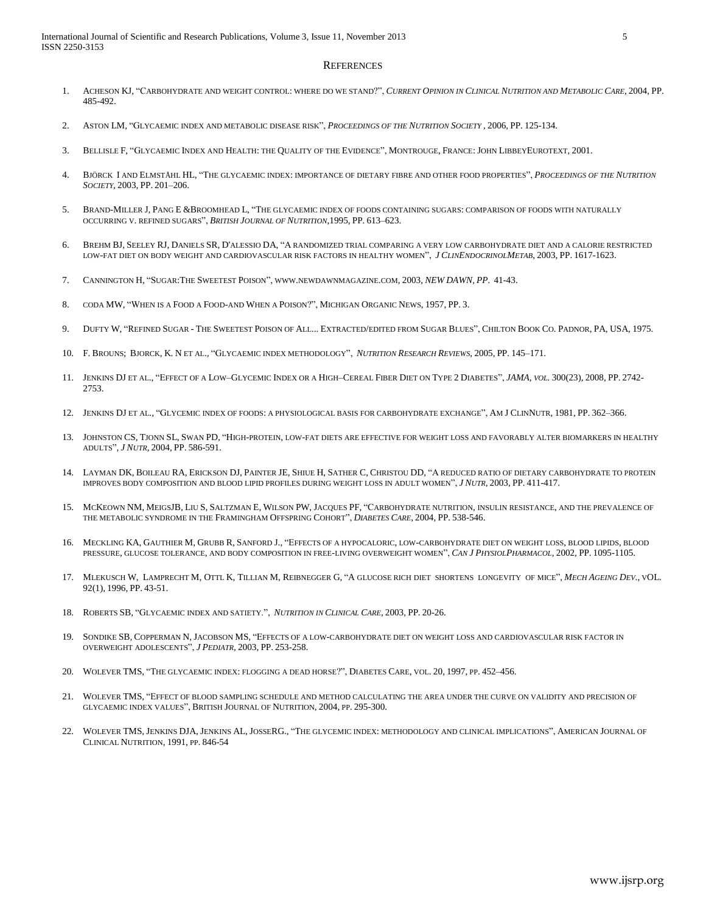## REFERENCES

1. ACHESON KJ, "CARBOHYDRATE AND WEIGHT CONTROL: WHERE DO WE STAND?", *CURRENT OPINION IN CLINICAL NUTRITION AND METABOLIC CARE*, 2004, PP. 485-492.

2. ASTON LM, "GLYCAEMIC INDEX AND METABOLIC DISEASE RISK", *PROCEEDINGS OF THE NUTRITION SOCIETY* , 2006, PP. 125-134.

3. BELLISLE F, "GLYCAEMIC INDEX AND HEALTH: THE QUALITY OF THE EVIDENCE", MONTROUGE, FRANCE: JOHN LIBBEYEUROTEXT, 2001.

4. BJÖRCK I AND ELMSTÅHL HL, "THE GLYCAEMIC INDEX: IMPORTANCE OF DIETARY FIBRE AND OTHER FOOD PROPERTIES", *PROCEEDINGS OF THE NUTRITION SOCIETY*, 2003, PP. 201–206.

5. BRAND-MILLER J, PANG E &BROOMHEAD L, "THE GLYCAEMIC INDEX OF FOODS CONTAINING SUGARS: COMPARISON OF FOODS WITH NATURALLY OCCURRING V. REFINED SUGARS", *BRITISH JOURNAL OF NUTRITION*,1995, PP. 613–623.

6. BREHM BJ, SEELEY RJ, DANIELS SR, D'ALESSIO DA, "A RANDOMIZED TRIAL COMPARING A VERY LOW CARBOHYDRATE DIET AND A CALORIE RESTRICTED LOW-FAT DIET ON BODY WEIGHT AND CARDIOVASCULAR RISK FACTORS IN HEALTHY WOMEN", *J CLINENDOCRINOLMETAB*, 2003, PP. 1617-1623.

7. CANNINGTON H, "SUGAR:THE SWEETEST POISON", WWW.NEWDAWNMAGAZINE.COM, 2003, *NEW DAWN, PP.* 41-43.

8. CODA MW, "WHEN IS A FOOD A FOOD-AND WHEN A POISON?", MICHIGAN ORGANIC NEWS, 1957, PP. 3.

9. DUFTY W, "REFINED SUGAR - THE SWEETEST POISON OF ALL... EXTRACTED/EDITED FROM SUGAR BLUES", CHILTON BOOK CO. PADNOR, PA, USA, 1975.

10. F. BROUNS; BJORCK, K. N ET AL., "GLYCAEMIC INDEX METHODOLOGY", *NUTRITION RESEARCH REVIEWS*, 2005, PP. 145–171.

11. JENKINS DJ ET AL., "EFFECT OF A LOW–GLYCEMIC INDEX OR A HIGH–CEREAL FIBER DIET ON TYPE 2 DIABETES", *JAMA, VOL.* 300(23), 2008, PP. 2742-2753.

12. JENKINS DJ ET AL., "GLYCEMIC INDEX OF FOODS: A PHYSIOLOGICAL BASIS FOR CARBOHYDRATE EXCHANGE", AM J CLINNUTR, 1981, PP. 362–366.

13. JOHNSTON CS, TJONN SL, SWAN PD, "HIGH-PROTEIN, LOW-FAT DIETS ARE EFFECTIVE FOR WEIGHT LOSS AND FAVORABLY ALTER BIOMARKERS IN HEALTHY ADULTS", *J NUTR*, 2004, PP. 586-591.

14. LAYMAN DK, BOILEAU RA, ERICKSON DJ, PAINTER JE, SHIUE H, SATHER C, CHRISTOU DD, "A REDUCED RATIO OF DIETARY CARBOHYDRATE TO PROTEIN IMPROVES BODY COMPOSITION AND BLOOD LIPID PROFILES DURING WEIGHT LOSS IN ADULT WOMEN", *J NUTR*, 2003, PP. 411-417.

15. MCKEOWN NM, MEIGSJB, LIU S, SALTZMAN E, WILSON PW, JACQUES PF, "CARBOHYDRATE NUTRITION, INSULIN RESISTANCE, AND THE PREVALENCE OF THE METABOLIC SYNDROME IN THE FRAMINGHAM OFFSPRING COHORT", *DIABETES CARE*, 2004, PP. 538-546.

16. MECKLING KA, GAUTHIER M, GRUBB R, SANFORD J., "EFFECTS OF A HYPOCALORIC, LOW-CARBOHYDRATE DIET ON WEIGHT LOSS, BLOOD LIPIDS, BLOOD PRESSURE, GLUCOSE TOLERANCE, AND BODY COMPOSITION IN FREE-LIVING OVERWEIGHT WOMEN", *CAN J PHYSIOLPHARMACOL*, 2002, PP. 1095-1105.

17. MLEKUSCH W, LAMPRECHT M, OTTL K, TILLIAN M, REIBNEGGER G, "A GLUCOSE RICH DIET SHORTENS LONGEVITY OF MICE", *MECH AGEING DEV.*, VOL. 92(1), 1996, PP. 43-51.

18. ROBERTS SB, "GLYCAEMIC INDEX AND SATIETY.", *NUTRITION IN CLINICAL CARE*, 2003, PP. 20-26.

19. SONDIKE SB, COPPERMAN N, JACOBSON MS, "EFFECTS OF A LOW-CARBOHYDRATE DIET ON WEIGHT LOSS AND CARDIOVASCULAR RISK FACTOR IN OVERWEIGHT ADOLESCENTS", *J PEDIATR*, 2003, PP. 253-258.

20. WOLEVER TMS, "THE GLYCAEMIC INDEX: FLOGGING A DEAD HORSE?", DIABETES CARE, VOL. 20, 1997, PP. 452–456.

21. WOLEVER TMS, "EFFECT OF BLOOD SAMPLING SCHEDULE AND METHOD CALCULATING THE AREA UNDER THE CURVE ON VALIDITY AND PRECISION OF GLYCAEMIC INDEX VALUES", BRITISH JOURNAL OF NUTRITION, 2004, PP. 295-300.

22. WOLEVER TMS, JENKINS DJA, JENKINS AL, JOSSERG., "THE GLYCEMIC INDEX: METHODOLOGY AND CLINICAL IMPLICATIONS", AMERICAN JOURNAL OF CLINICAL NUTRITION, 1991, PP. 846-54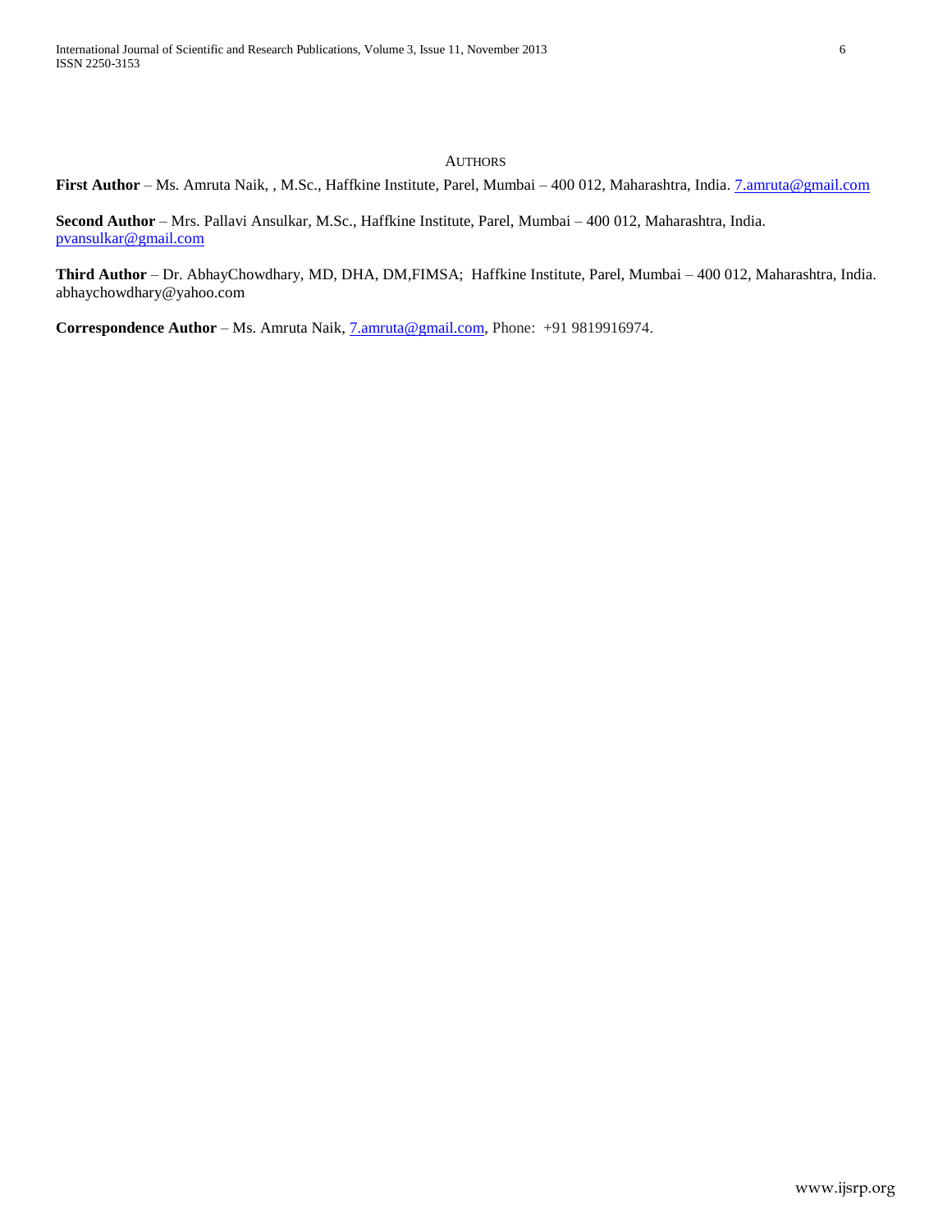## AUTHORS

**First Author** – Ms. Amruta Naik, , M.Sc., Haffkine Institute, Parel, Mumbai – 400 012, Maharashtra, India. 7.amruta@gmail.com

**Second Author** – Mrs. Pallavi Ansulkar, M.Sc., Haffkine Institute, Parel, Mumbai – 400 012, Maharashtra, India. pvansulkar@gmail.com

**Third Author** – Dr. AbhayChowdhary, MD, DHA, DM,FIMSA; Haffkine Institute, Parel, Mumbai – 400 012, Maharashtra, India. abhaychowdhary@yahoo.com

**Correspondence Author** – Ms. Amruta Naik, 7.amruta@gmail.com, Phone: +91 9819916974.